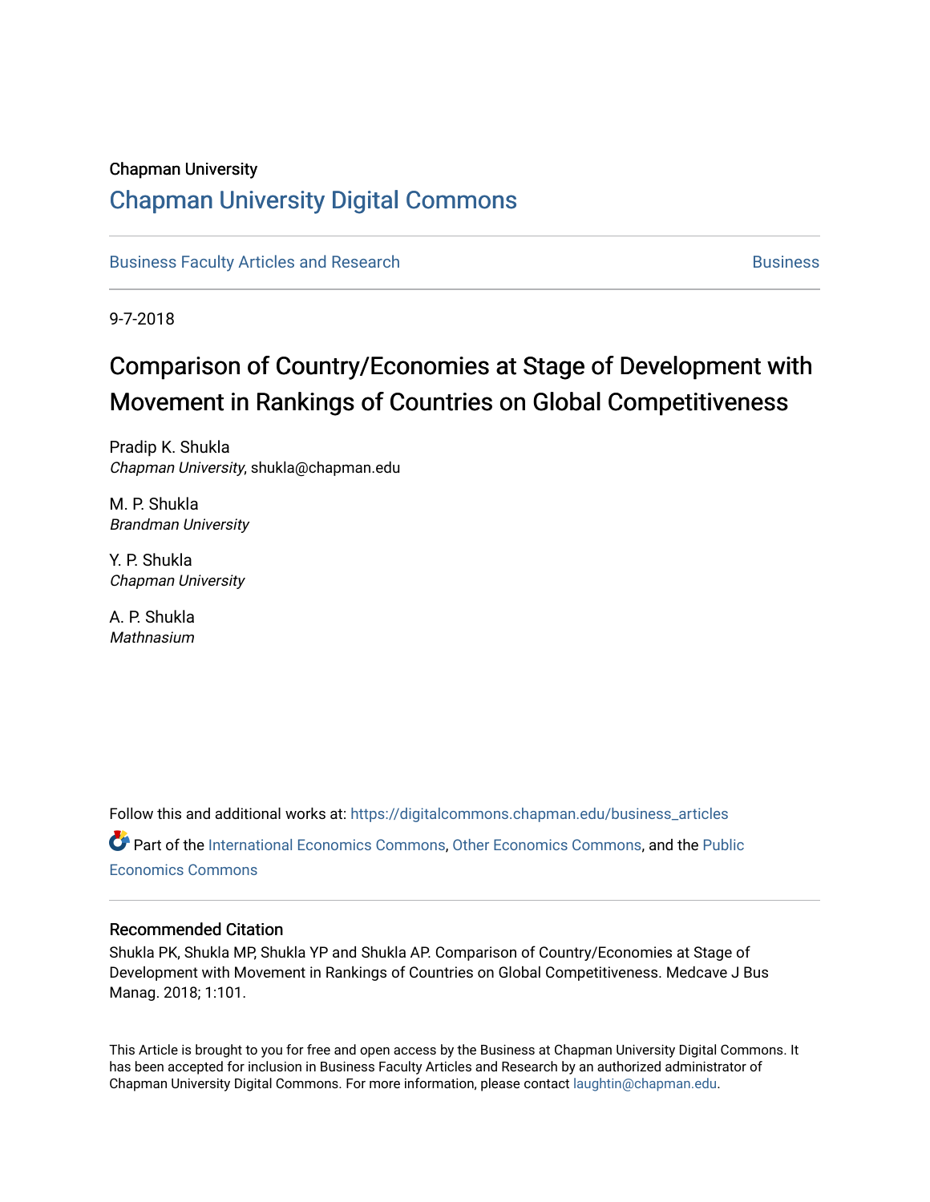Chapman University

# Chapman University Digital Commons

Business Faculty Articles and Research | Business

9-7-2018

## Comparison of Country/Economies at Stage of Development with Movement in Rankings of Countries on Global Competitiveness

Pradip K. Shukla
*Chapman University*, shukla@chapman.edu

M. P. Shukla
*Brandman University*

Y. P. Shukla
*Chapman University*

A. P. Shukla
*Mathnasium*

Follow this and additional works at: https://digitalcommons.chapman.edu/business_articles

Part of the International Economics Commons, Other Economics Commons, and the Public Economics Commons

### Recommended Citation

Shukla PK, Shukla MP, Shukla YP and Shukla AP. Comparison of Country/Economies at Stage of Development with Movement in Rankings of Countries on Global Competitiveness. Medcave J Bus Manag. 2018; 1:101.

This Article is brought to you for free and open access by the Business at Chapman University Digital Commons. It has been accepted for inclusion in Business Faculty Articles and Research by an authorized administrator of Chapman University Digital Commons. For more information, please contact laughtin@chapman.edu.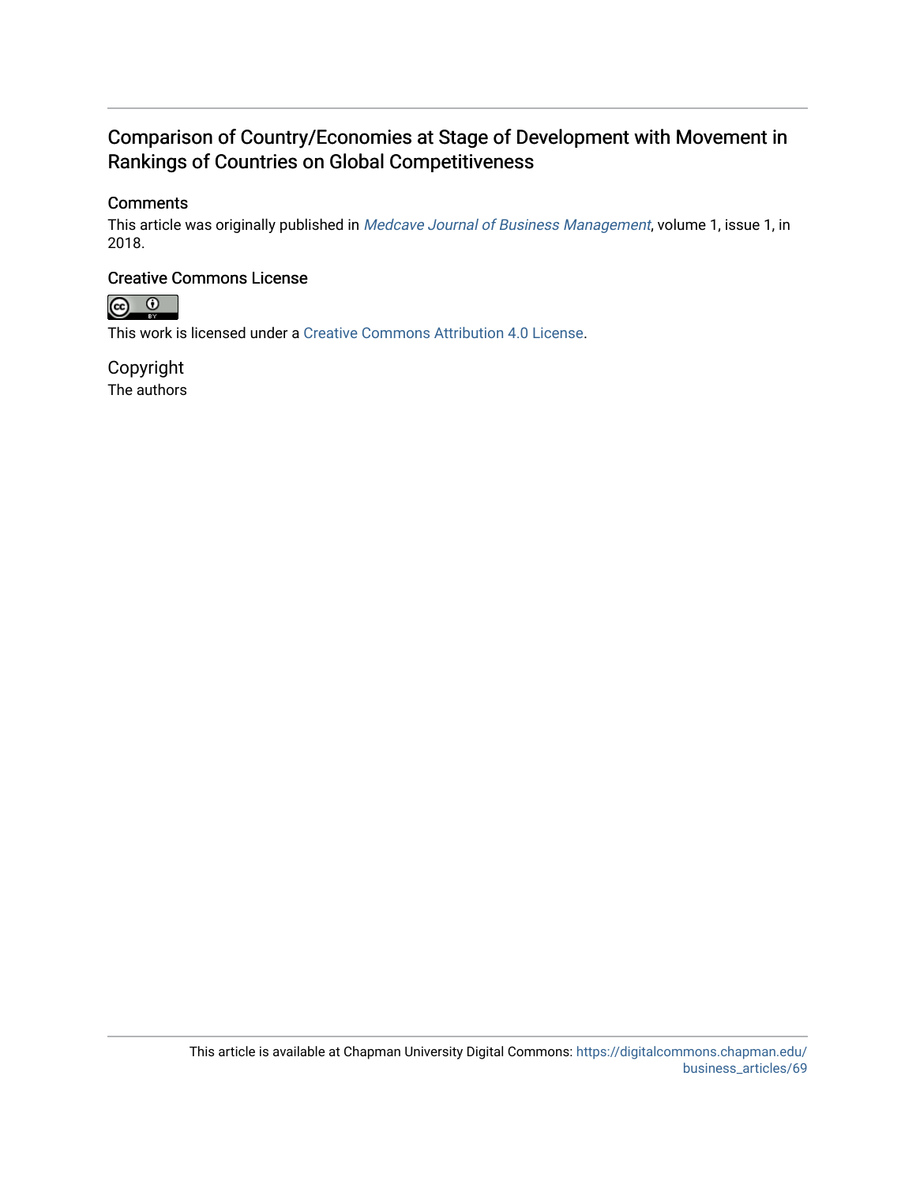# Comparison of Country/Economies at Stage of Development with Movement in Rankings of Countries on Global Competitiveness

## Comments

This article was originally published in *Medcave Journal of Business Management*, volume 1, issue 1, in 2018.

## Creative Commons License

This work is licensed under a Creative Commons Attribution 4.0 License.

## Copyright

The authors

This article is available at Chapman University Digital Commons: https://digitalcommons.chapman.edu/business_articles/69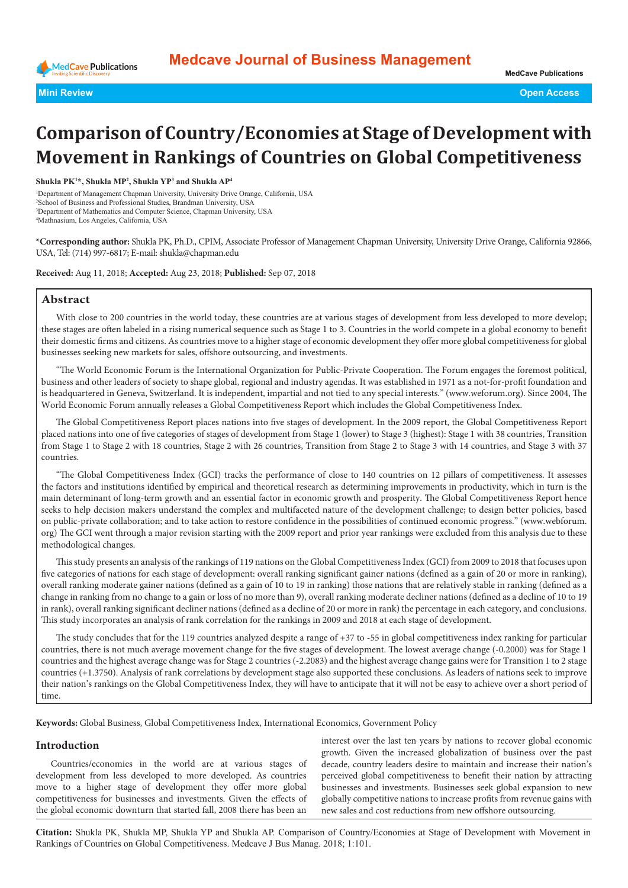# Comparison of Country/Economies at Stage of Development with Movement in Rankings of Countries on Global Competitiveness

**Shukla PK[1]*, Shukla MP[2], Shukla YP[3] and Shukla AP[4]**

[1]Department of Management Chapman University, University Drive Orange, California, USA
[2]School of Business and Professional Studies, Brandman University, USA
[3]Department of Mathematics and Computer Science, Chapman University, USA
[4]Mathnasium, Los Angeles, California, USA

***Corresponding author:** Shukla PK, Ph.D., CPIM, Associate Professor of Management Chapman University, University Drive Orange, California 92866, USA, Tel: (714) 997-6817; E-mail: shukla@chapman.edu

**Received:** Aug 11, 2018; **Accepted:** Aug 23, 2018; **Published:** Sep 07, 2018

## Abstract

With close to 200 countries in the world today, these countries are at various stages of development from less developed to more develop; these stages are often labeled in a rising numerical sequence such as Stage 1 to 3. Countries in the world compete in a global economy to benefit their domestic firms and citizens. As countries move to a higher stage of economic development they offer more global competitiveness for global businesses seeking new markets for sales, offshore outsourcing, and investments.

"The World Economic Forum is the International Organization for Public-Private Cooperation. The Forum engages the foremost political, business and other leaders of society to shape global, regional and industry agendas. It was established in 1971 as a not-for-profit foundation and is headquartered in Geneva, Switzerland. It is independent, impartial and not tied to any special interests." (www.weforum.org). Since 2004, The World Economic Forum annually releases a Global Competitiveness Report which includes the Global Competitiveness Index.

The Global Competitiveness Report places nations into five stages of development. In the 2009 report, the Global Competitiveness Report placed nations into one of five categories of stages of development from Stage 1 (lower) to Stage 3 (highest): Stage 1 with 38 countries, Transition from Stage 1 to Stage 2 with 18 countries, Stage 2 with 26 countries, Transition from Stage 2 to Stage 3 with 14 countries, and Stage 3 with 37 countries.

"The Global Competitiveness Index (GCI) tracks the performance of close to 140 countries on 12 pillars of competitiveness. It assesses the factors and institutions identified by empirical and theoretical research as determining improvements in productivity, which in turn is the main determinant of long-term growth and an essential factor in economic growth and prosperity. The Global Competitiveness Report hence seeks to help decision makers understand the complex and multifaceted nature of the development challenge; to design better policies, based on public-private collaboration; and to take action to restore confidence in the possibilities of continued economic progress." (www.webforum.org) The GCI went through a major revision starting with the 2009 report and prior year rankings were excluded from this analysis due to these methodological changes.

This study presents an analysis of the rankings of 119 nations on the Global Competitiveness Index (GCI) from 2009 to 2018 that focuses upon five categories of nations for each stage of development: overall ranking significant gainer nations (defined as a gain of 20 or more in ranking), overall ranking moderate gainer nations (defined as a gain of 10 to 19 in ranking) those nations that are relatively stable in ranking (defined as a change in ranking from no change to a gain or loss of no more than 9), overall ranking moderate decliner nations (defined as a decline of 10 to 19 in rank), overall ranking significant decliner nations (defined as a decline of 20 or more in rank) the percentage in each category, and conclusions. This study incorporates an analysis of rank correlation for the rankings in 2009 and 2018 at each stage of development.

The study concludes that for the 119 countries analyzed despite a range of +37 to -55 in global competitiveness index ranking for particular countries, there is not much average movement change for the five stages of development. The lowest average change (-0.2000) was for Stage 1 countries and the highest average change was for Stage 2 countries (-2.2083) and the highest average change gains were for Transition 1 to 2 stage countries (+1.3750). Analysis of rank correlations by development stage also supported these conclusions. As leaders of nations seek to improve their nation's rankings on the Global Competitiveness Index, they will have to anticipate that it will not be easy to achieve over a short period of time.

**Keywords:** Global Business, Global Competitiveness Index, International Economics, Government Policy

## Introduction

Countries/economies in the world are at various stages of development from less developed to more developed. As countries move to a higher stage of development they offer more global competitiveness for businesses and investments. Given the effects of the global economic downturn that started fall, 2008 there has been an interest over the last ten years by nations to recover global economic growth. Given the increased globalization of business over the past decade, country leaders desire to maintain and increase their nation's perceived global competitiveness to benefit their nation by attracting businesses and investments. Businesses seek global expansion to new globally competitive nations to increase profits from revenue gains with new sales and cost reductions from new offshore outsourcing.

**Citation:** Shukla PK, Shukla MP, Shukla YP and Shukla AP. Comparison of Country/Economies at Stage of Development with Movement in Rankings of Countries on Global Competitiveness. Medcave J Bus Manag. 2018; 1:101.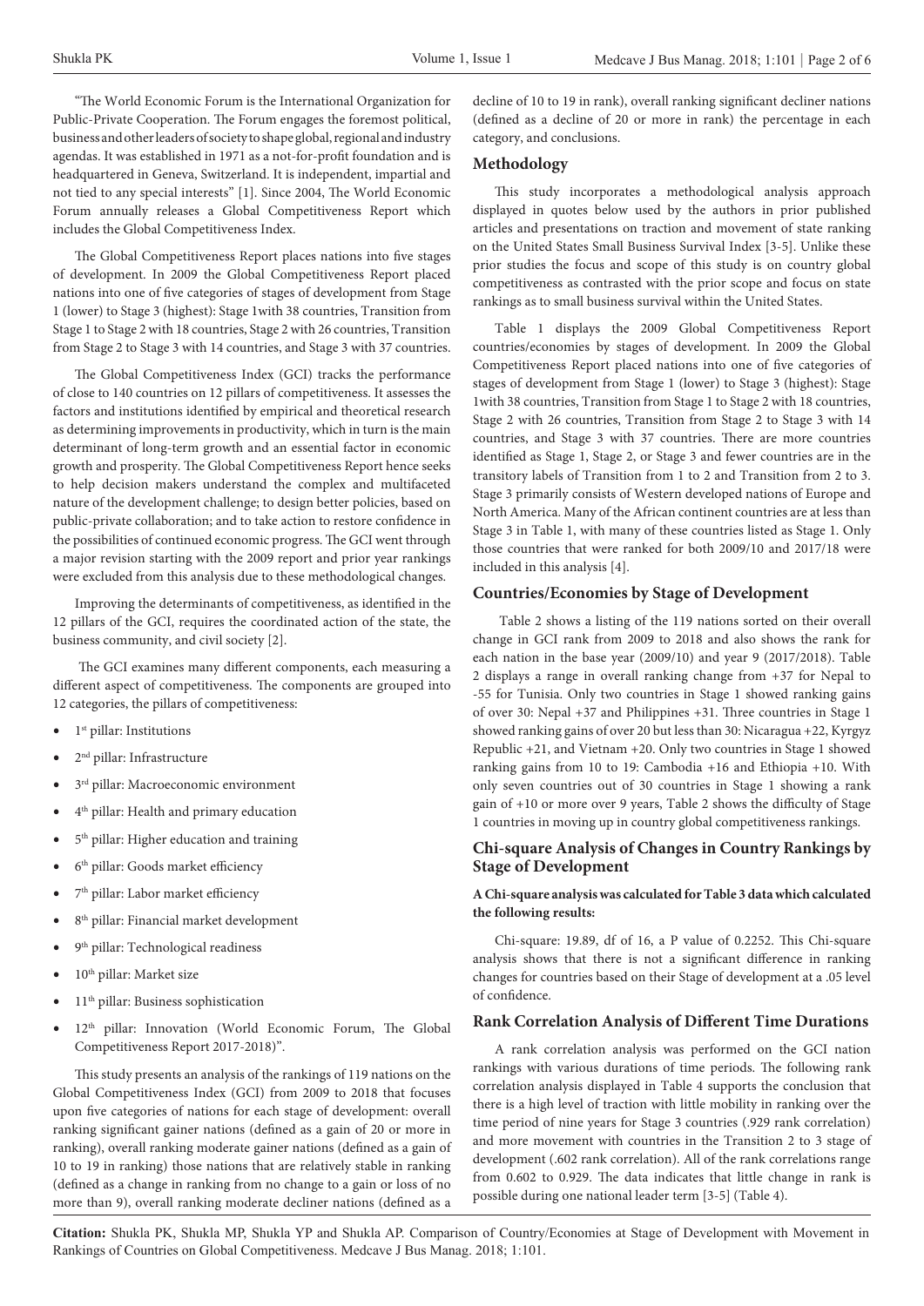"The World Economic Forum is the International Organization for Public-Private Cooperation. The Forum engages the foremost political, business and other leaders of society to shape global, regional and industry agendas. It was established in 1971 as a not-for-profit foundation and is headquartered in Geneva, Switzerland. It is independent, impartial and not tied to any special interests" [1]. Since 2004, The World Economic Forum annually releases a Global Competitiveness Report which includes the Global Competitiveness Index.

The Global Competitiveness Report places nations into five stages of development. In 2009 the Global Competitiveness Report placed nations into one of five categories of stages of development from Stage 1 (lower) to Stage 3 (highest): Stage 1with 38 countries, Transition from Stage 1 to Stage 2 with 18 countries, Stage 2 with 26 countries, Transition from Stage 2 to Stage 3 with 14 countries, and Stage 3 with 37 countries.

The Global Competitiveness Index (GCI) tracks the performance of close to 140 countries on 12 pillars of competitiveness. It assesses the factors and institutions identified by empirical and theoretical research as determining improvements in productivity, which in turn is the main determinant of long-term growth and an essential factor in economic growth and prosperity. The Global Competitiveness Report hence seeks to help decision makers understand the complex and multifaceted nature of the development challenge; to design better policies, based on public-private collaboration; and to take action to restore confidence in the possibilities of continued economic progress. The GCI went through a major revision starting with the 2009 report and prior year rankings were excluded from this analysis due to these methodological changes.

Improving the determinants of competitiveness, as identified in the 12 pillars of the GCI, requires the coordinated action of the state, the business community, and civil society [2].

The GCI examines many different components, each measuring a different aspect of competitiveness. The components are grouped into 12 categories, the pillars of competitiveness:

- 1st pillar: Institutions
- 2nd pillar: Infrastructure
- 3rd pillar: Macroeconomic environment
- 4th pillar: Health and primary education
- 5th pillar: Higher education and training
- 6th pillar: Goods market efficiency
- 7th pillar: Labor market efficiency
- 8th pillar: Financial market development
- 9th pillar: Technological readiness
- 10th pillar: Market size
- 11th pillar: Business sophistication
- 12th pillar: Innovation (World Economic Forum, The Global Competitiveness Report 2017-2018)".

This study presents an analysis of the rankings of 119 nations on the Global Competitiveness Index (GCI) from 2009 to 2018 that focuses upon five categories of nations for each stage of development: overall ranking significant gainer nations (defined as a gain of 20 or more in ranking), overall ranking moderate gainer nations (defined as a gain of 10 to 19 in ranking) those nations that are relatively stable in ranking (defined as a change in ranking from no change to a gain or loss of no more than 9), overall ranking moderate decliner nations (defined as a decline of 10 to 19 in rank), overall ranking significant decliner nations (defined as a decline of 20 or more in rank) the percentage in each category, and conclusions.

## Methodology

This study incorporates a methodological analysis approach displayed in quotes below used by the authors in prior published articles and presentations on traction and movement of state ranking on the United States Small Business Survival Index [3-5]. Unlike these prior studies the focus and scope of this study is on country global competitiveness as contrasted with the prior scope and focus on state rankings as to small business survival within the United States.

Table 1 displays the 2009 Global Competitiveness Report countries/economies by stages of development. In 2009 the Global Competitiveness Report placed nations into one of five categories of stages of development from Stage 1 (lower) to Stage 3 (highest): Stage 1with 38 countries, Transition from Stage 1 to Stage 2 with 18 countries, Stage 2 with 26 countries, Transition from Stage 2 to Stage 3 with 14 countries, and Stage 3 with 37 countries. There are more countries identified as Stage 1, Stage 2, or Stage 3 and fewer countries are in the transitory labels of Transition from 1 to 2 and Transition from 2 to 3. Stage 3 primarily consists of Western developed nations of Europe and North America. Many of the African continent countries are at less than Stage 3 in Table 1, with many of these countries listed as Stage 1. Only those countries that were ranked for both 2009/10 and 2017/18 were included in this analysis [4].

## Countries/Economies by Stage of Development

Table 2 shows a listing of the 119 nations sorted on their overall change in GCI rank from 2009 to 2018 and also shows the rank for each nation in the base year (2009/10) and year 9 (2017/2018). Table 2 displays a range in overall ranking change from +37 for Nepal to -55 for Tunisia. Only two countries in Stage 1 showed ranking gains of over 30: Nepal +37 and Philippines +31. Three countries in Stage 1 showed ranking gains of over 20 but less than 30: Nicaragua +22, Kyrgyz Republic +21, and Vietnam +20. Only two countries in Stage 1 showed ranking gains from 10 to 19: Cambodia +16 and Ethiopia +10. With only seven countries out of 30 countries in Stage 1 showing a rank gain of +10 or more over 9 years, Table 2 shows the difficulty of Stage 1 countries in moving up in country global competitiveness rankings.

## Chi-square Analysis of Changes in Country Rankings by Stage of Development

**A Chi-square analysis was calculated for Table 3 data which calculated the following results:**

Chi-square: 19.89, df of 16, a P value of 0.2252. This Chi-square analysis shows that there is not a significant difference in ranking changes for countries based on their Stage of development at a .05 level of confidence.

## Rank Correlation Analysis of Different Time Durations

A rank correlation analysis was performed on the GCI nation rankings with various durations of time periods. The following rank correlation analysis displayed in Table 4 supports the conclusion that there is a high level of traction with little mobility in ranking over the time period of nine years for Stage 3 countries (.929 rank correlation) and more movement with countries in the Transition 2 to 3 stage of development (.602 rank correlation). All of the rank correlations range from 0.602 to 0.929. The data indicates that little change in rank is possible during one national leader term [3-5] (Table 4).

**Citation:** Shukla PK, Shukla MP, Shukla YP and Shukla AP. Comparison of Country/Economies at Stage of Development with Movement in Rankings of Countries on Global Competitiveness. Medcave J Bus Manag. 2018; 1:101.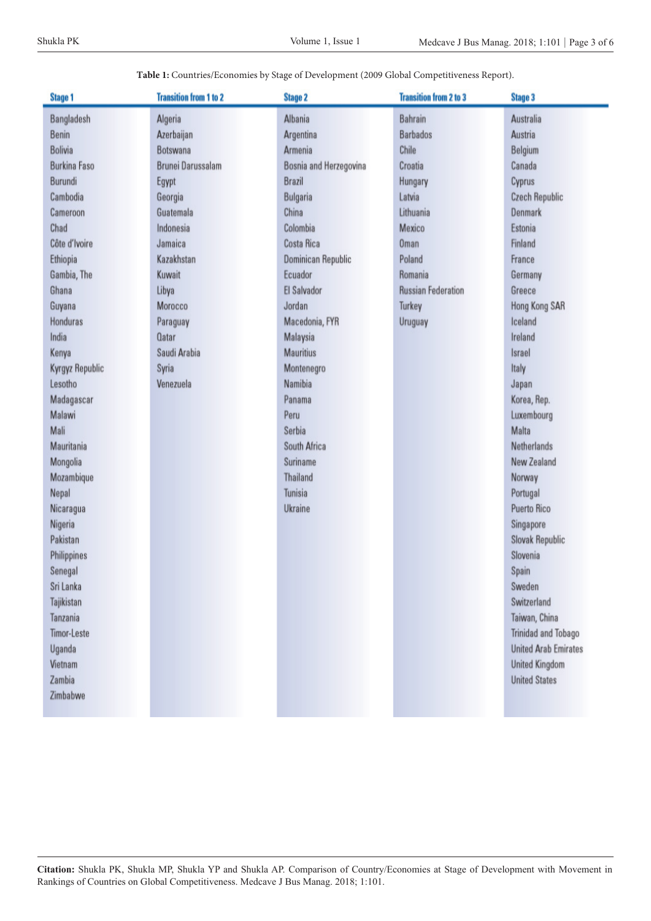**Table 1:** Countries/Economies by Stage of Development (2009 Global Competitiveness Report).

| Stage 1 | Transition from 1 to 2 | Stage 2 | Transition from 2 to 3 | Stage 3 |
|---|---|---|---|---|
| Bangladesh | Algeria | Albania | Bahrain | Australia |
| Benin | Azerbaijan | Argentina | Barbados | Austria |
| Bolivia | Botswana | Armenia | Chile | Belgium |
| Burkina Faso | Brunei Darussalam | Bosnia and Herzegovina | Croatia | Canada |
| Burundi | Egypt | Brazil | Hungary | Cyprus |
| Cambodia | Georgia | Bulgaria | Latvia | Czech Republic |
| Cameroon | Guatemala | China | Lithuania | Denmark |
| Chad | Indonesia | Colombia | Mexico | Estonia |
| Côte d'Ivoire | Jamaica | Costa Rica | Oman | Finland |
| Ethiopia | Kazakhstan | Dominican Republic | Poland | France |
| Gambia, The | Kuwait | Ecuador | Romania | Germany |
| Ghana | Libya | El Salvador | Russian Federation | Greece |
| Guyana | Morocco | Jordan | Turkey | Hong Kong SAR |
| Honduras | Paraguay | Macedonia, FYR | Uruguay | Iceland |
| India | Qatar | Malaysia | | Ireland |
| Kenya | Saudi Arabia | Mauritius | | Israel |
| Kyrgyz Republic | Syria | Montenegro | | Italy |
| Lesotho | Venezuela | Namibia | | Japan |
| Madagascar | | Panama | | Korea, Rep. |
| Malawi | | Peru | | Luxembourg |
| Mali | | Serbia | | Malta |
| Mauritania | | South Africa | | Netherlands |
| Mongolia | | Suriname | | New Zealand |
| Mozambique | | Thailand | | Norway |
| Nepal | | Tunisia | | Portugal |
| Nicaragua | | Ukraine | | Puerto Rico |
| Nigeria | | | | Singapore |
| Pakistan | | | | Slovak Republic |
| Philippines | | | | Slovenia |
| Senegal | | | | Spain |
| Sri Lanka | | | | Sweden |
| Tajikistan | | | | Switzerland |
| Tanzania | | | | Taiwan, China |
| Timor-Leste | | | | Trinidad and Tobago |
| Uganda | | | | United Arab Emirates |
| Vietnam | | | | United Kingdom |
| Zambia | | | | United States |
| Zimbabwe | | | | |

**Citation:** Shukla PK, Shukla MP, Shukla YP and Shukla AP. Comparison of Country/Economies at Stage of Development with Movement in Rankings of Countries on Global Competitiveness. Medcave J Bus Manag. 2018; 1:101.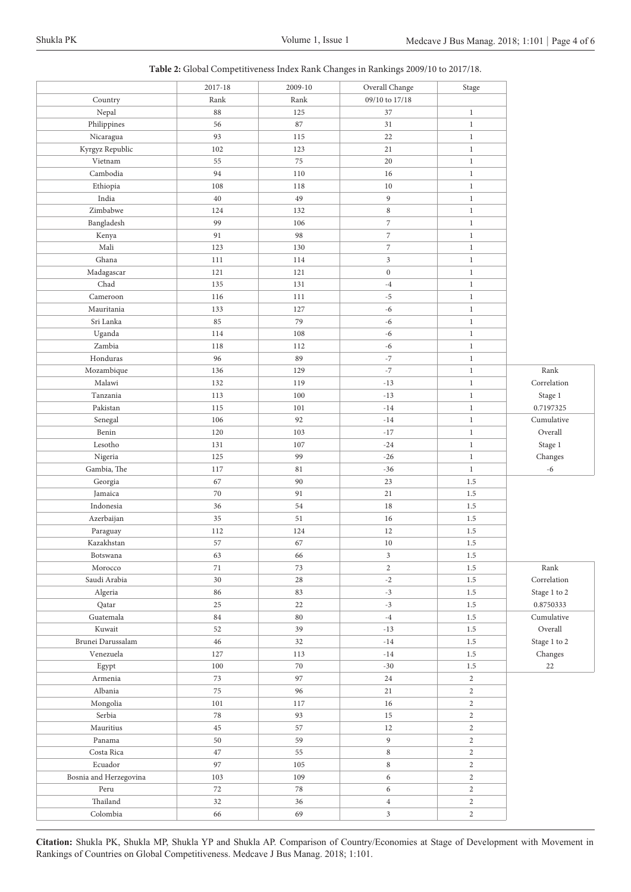**Table 2:** Global Competitiveness Index Rank Changes in Rankings 2009/10 to 2017/18.

| | 2017-18 | 2009-10 | Overall Change | Stage | |
|---|---|---|---|---|---|
| Country | Rank | Rank | 09/10 to 17/18 | | |
| Nepal | 88 | 125 | 37 | 1 | |
| Philippines | 56 | 87 | 31 | 1 | |
| Nicaragua | 93 | 115 | 22 | 1 | |
| Kyrgyz Republic | 102 | 123 | 21 | 1 | |
| Vietnam | 55 | 75 | 20 | 1 | |
| Cambodia | 94 | 110 | 16 | 1 | |
| Ethiopia | 108 | 118 | 10 | 1 | |
| India | 40 | 49 | 9 | 1 | |
| Zimbabwe | 124 | 132 | 8 | 1 | |
| Bangladesh | 99 | 106 | 7 | 1 | |
| Kenya | 91 | 98 | 7 | 1 | |
| Mali | 123 | 130 | 7 | 1 | |
| Ghana | 111 | 114 | 3 | 1 | |
| Madagascar | 121 | 121 | 0 | 1 | |
| Chad | 135 | 131 | -4 | 1 | |
| Cameroon | 116 | 111 | -5 | 1 | |
| Mauritania | 133 | 127 | -6 | 1 | |
| Sri Lanka | 85 | 79 | -6 | 1 | |
| Uganda | 114 | 108 | -6 | 1 | |
| Zambia | 118 | 112 | -6 | 1 | |
| Honduras | 96 | 89 | -7 | 1 | |
| Mozambique | 136 | 129 | -7 | 1 | Rank |
| Malawi | 132 | 119 | -13 | 1 | Correlation |
| Tanzania | 113 | 100 | -13 | 1 | Stage 1 |
| Pakistan | 115 | 101 | -14 | 1 | 0.7197325 |
| Senegal | 106 | 92 | -14 | 1 | Cumulative |
| Benin | 120 | 103 | -17 | 1 | Overall |
| Lesotho | 131 | 107 | -24 | 1 | Stage 1 |
| Nigeria | 125 | 99 | -26 | 1 | Changes |
| Gambia, The | 117 | 81 | -36 | 1 | -6 |
| Georgia | 67 | 90 | 23 | 1.5 | |
| Jamaica | 70 | 91 | 21 | 1.5 | |
| Indonesia | 36 | 54 | 18 | 1.5 | |
| Azerbaijan | 35 | 51 | 16 | 1.5 | |
| Paraguay | 112 | 124 | 12 | 1.5 | |
| Kazakhstan | 57 | 67 | 10 | 1.5 | |
| Botswana | 63 | 66 | 3 | 1.5 | |
| Morocco | 71 | 73 | 2 | 1.5 | Rank |
| Saudi Arabia | 30 | 28 | -2 | 1.5 | Correlation |
| Algeria | 86 | 83 | -3 | 1.5 | Stage 1 to 2 |
| Qatar | 25 | 22 | -3 | 1.5 | 0.8750333 |
| Guatemala | 84 | 80 | -4 | 1.5 | Cumulative |
| Kuwait | 52 | 39 | -13 | 1.5 | Overall |
| Brunei Darussalam | 46 | 32 | -14 | 1.5 | Stage 1 to 2 |
| Venezuela | 127 | 113 | -14 | 1.5 | Changes |
| Egypt | 100 | 70 | -30 | 1.5 | 22 |
| Armenia | 73 | 97 | 24 | 2 | |
| Albania | 75 | 96 | 21 | 2 | |
| Mongolia | 101 | 117 | 16 | 2 | |
| Serbia | 78 | 93 | 15 | 2 | |
| Mauritius | 45 | 57 | 12 | 2 | |
| Panama | 50 | 59 | 9 | 2 | |
| Costa Rica | 47 | 55 | 8 | 2 | |
| Ecuador | 97 | 105 | 8 | 2 | |
| Bosnia and Herzegovina | 103 | 109 | 6 | 2 | |
| Peru | 72 | 78 | 6 | 2 | |
| Thailand | 32 | 36 | 4 | 2 | |
| Colombia | 66 | 69 | 3 | 2 | |

**Citation:** Shukla PK, Shukla MP, Shukla YP and Shukla AP. Comparison of Country/Economies at Stage of Development with Movement in Rankings of Countries on Global Competitiveness. Medcave J Bus Manag. 2018; 1:101.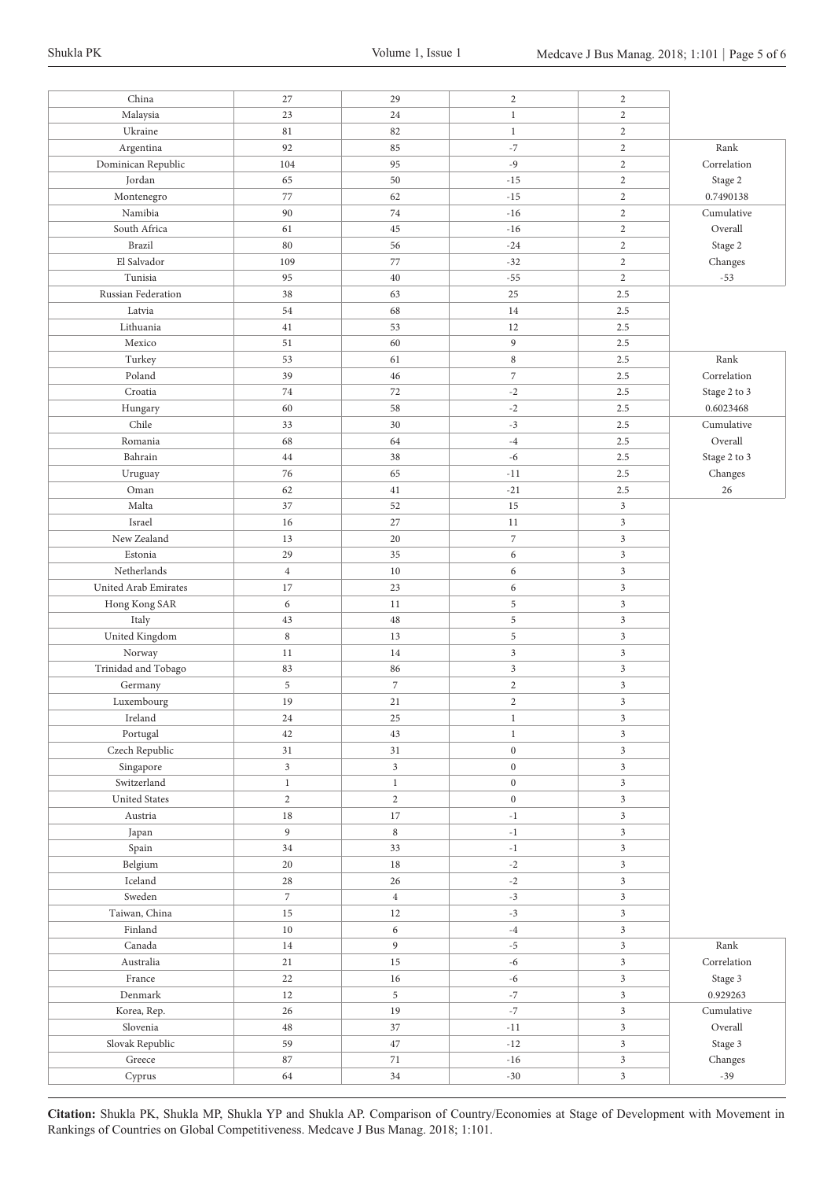| | | | | | |
|---|---|---|---|---|---|
| China | 27 | 29 | 2 | 2 | |
| Malaysia | 23 | 24 | 1 | 2 | |
| Ukraine | 81 | 82 | 1 | 2 | |
| Argentina | 92 | 85 | -7 | 2 | Rank |
| Dominican Republic | 104 | 95 | -9 | 2 | Correlation |
| Jordan | 65 | 50 | -15 | 2 | Stage 2 |
| Montenegro | 77 | 62 | -15 | 2 | 0.7490138 |
| Namibia | 90 | 74 | -16 | 2 | Cumulative |
| South Africa | 61 | 45 | -16 | 2 | Overall |
| Brazil | 80 | 56 | -24 | 2 | Stage 2 |
| El Salvador | 109 | 77 | -32 | 2 | Changes |
| Tunisia | 95 | 40 | -55 | 2 | -53 |
| Russian Federation | 38 | 63 | 25 | 2.5 | |
| Latvia | 54 | 68 | 14 | 2.5 | |
| Lithuania | 41 | 53 | 12 | 2.5 | |
| Mexico | 51 | 60 | 9 | 2.5 | |
| Turkey | 53 | 61 | 8 | 2.5 | Rank |
| Poland | 39 | 46 | 7 | 2.5 | Correlation |
| Croatia | 74 | 72 | -2 | 2.5 | Stage 2 to 3 |
| Hungary | 60 | 58 | -2 | 2.5 | 0.6023468 |
| Chile | 33 | 30 | -3 | 2.5 | Cumulative |
| Romania | 68 | 64 | -4 | 2.5 | Overall |
| Bahrain | 44 | 38 | -6 | 2.5 | Stage 2 to 3 |
| Uruguay | 76 | 65 | -11 | 2.5 | Changes |
| Oman | 62 | 41 | -21 | 2.5 | 26 |
| Malta | 37 | 52 | 15 | 3 | |
| Israel | 16 | 27 | 11 | 3 | |
| New Zealand | 13 | 20 | 7 | 3 | |
| Estonia | 29 | 35 | 6 | 3 | |
| Netherlands | 4 | 10 | 6 | 3 | |
| United Arab Emirates | 17 | 23 | 6 | 3 | |
| Hong Kong SAR | 6 | 11 | 5 | 3 | |
| Italy | 43 | 48 | 5 | 3 | |
| United Kingdom | 8 | 13 | 5 | 3 | |
| Norway | 11 | 14 | 3 | 3 | |
| Trinidad and Tobago | 83 | 86 | 3 | 3 | |
| Germany | 5 | 7 | 2 | 3 | |
| Luxembourg | 19 | 21 | 2 | 3 | |
| Ireland | 24 | 25 | 1 | 3 | |
| Portugal | 42 | 43 | 1 | 3 | |
| Czech Republic | 31 | 31 | 0 | 3 | |
| Singapore | 3 | 3 | 0 | 3 | |
| Switzerland | 1 | 1 | 0 | 3 | |
| United States | 2 | 2 | 0 | 3 | |
| Austria | 18 | 17 | -1 | 3 | |
| Japan | 9 | 8 | -1 | 3 | |
| Spain | 34 | 33 | -1 | 3 | |
| Belgium | 20 | 18 | -2 | 3 | |
| Iceland | 28 | 26 | -2 | 3 | |
| Sweden | 7 | 4 | -3 | 3 | |
| Taiwan, China | 15 | 12 | -3 | 3 | |
| Finland | 10 | 6 | -4 | 3 | |
| Canada | 14 | 9 | -5 | 3 | Rank |
| Australia | 21 | 15 | -6 | 3 | Correlation |
| France | 22 | 16 | -6 | 3 | Stage 3 |
| Denmark | 12 | 5 | -7 | 3 | 0.929263 |
| Korea, Rep. | 26 | 19 | -7 | 3 | Cumulative |
| Slovenia | 48 | 37 | -11 | 3 | Overall |
| Slovak Republic | 59 | 47 | -12 | 3 | Stage 3 |
| Greece | 87 | 71 | -16 | 3 | Changes |
| Cyprus | 64 | 34 | -30 | 3 | -39 |

**Citation:** Shukla PK, Shukla MP, Shukla YP and Shukla AP. Comparison of Country/Economies at Stage of Development with Movement in Rankings of Countries on Global Competitiveness. Medcave J Bus Manag. 2018; 1:101.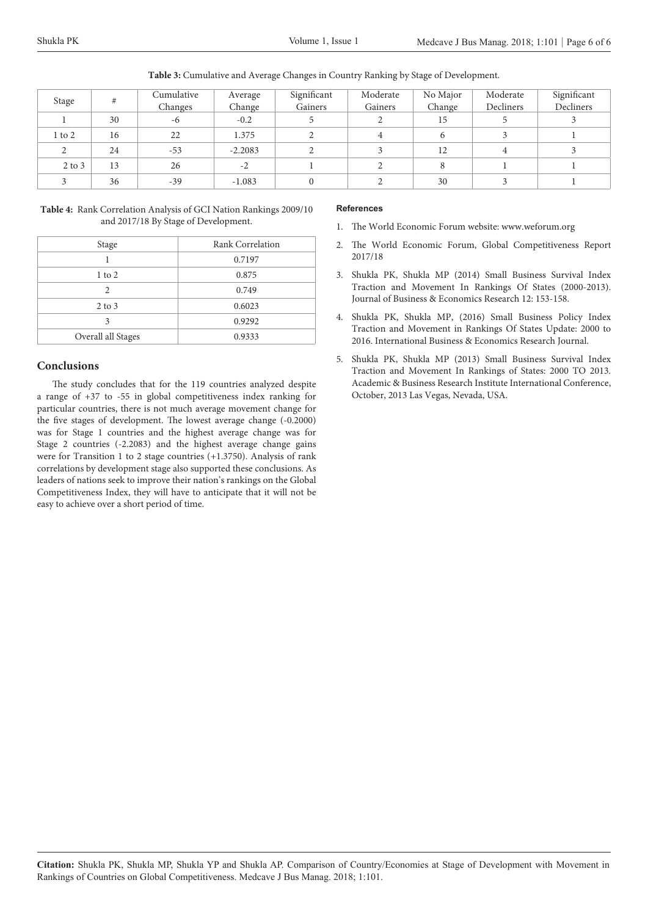**Table 3:** Cumulative and Average Changes in Country Ranking by Stage of Development.

| Stage | # | Cumulative Changes | Average Change | Significant Gainers | Moderate Gainers | No Major Change | Moderate Decliners | Significant Decliners |
|---|---|---|---|---|---|---|---|---|
| 1 | 30 | -6 | -0.2 | 5 | 2 | 15 | 5 | 3 |
| 1 to 2 | 16 | 22 | 1.375 | 2 | 4 | 6 | 3 | 1 |
| 2 | 24 | -53 | -2.2083 | 2 | 3 | 12 | 4 | 3 |
| 2 to 3 | 13 | 26 | -2 | 1 | 2 | 8 | 1 | 1 |
| 3 | 36 | -39 | -1.083 | 0 | 2 | 30 | 3 | 1 |

**Table 4:** Rank Correlation Analysis of GCI Nation Rankings 2009/10 and 2017/18 By Stage of Development.

| Stage | Rank Correlation |
|---|---|
| 1 | 0.7197 |
| 1 to 2 | 0.875 |
| 2 | 0.749 |
| 2 to 3 | 0.6023 |
| 3 | 0.9292 |
| Overall all Stages | 0.9333 |

## Conclusions

The study concludes that for the 119 countries analyzed despite a range of +37 to -55 in global competitiveness index ranking for particular countries, there is not much average movement change for the five stages of development. The lowest average change (-0.2000) was for Stage 1 countries and the highest average change was for Stage 2 countries (-2.2083) and the highest average change gains were for Transition 1 to 2 stage countries (+1.3750). Analysis of rank correlations by development stage also supported these conclusions. As leaders of nations seek to improve their nation's rankings on the Global Competitiveness Index, they will have to anticipate that it will not be easy to achieve over a short period of time.

### References

1. The World Economic Forum website: www.weforum.org
2. The World Economic Forum, Global Competitiveness Report 2017/18
3. Shukla PK, Shukla MP (2014) Small Business Survival Index Traction and Movement In Rankings Of States (2000-2013). Journal of Business & Economics Research 12: 153-158.
4. Shukla PK, Shukla MP, (2016) Small Business Policy Index Traction and Movement in Rankings Of States Update: 2000 to 2016. International Business & Economics Research Journal.
5. Shukla PK, Shukla MP (2013) Small Business Survival Index Traction and Movement In Rankings of States: 2000 TO 2013. Academic & Business Research Institute International Conference, October, 2013 Las Vegas, Nevada, USA.

**Citation:** Shukla PK, Shukla MP, Shukla YP and Shukla AP. Comparison of Country/Economies at Stage of Development with Movement in Rankings of Countries on Global Competitiveness. Medcave J Bus Manag. 2018; 1:101.